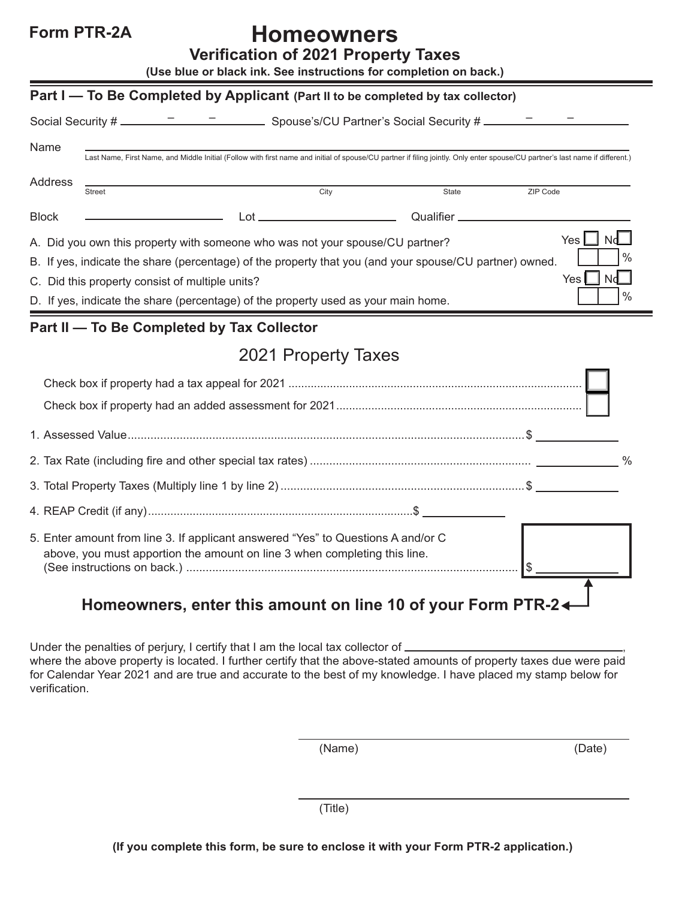**Form PTR-2A**

# Homeowners

## Verification of 2021 Property Taxes

**(Use blue or black ink. See instructions for completion on back.)**

## Part I — To Be Completed by Applicant (Part II to be completed by tax collector)

Social Security # _____ – _____ – _____ Spouse's/CU Partner's Social Security # _____ – _____ – _____

Name _______________________________________________

Last Name, First Name, and Middle Initial (Follow with first name and initial of spouse/CU partner if filing jointly. Only enter spouse/CU partner's last name if different.)

Address _______________________________________________

Street | City | State | ZIP Code

Block _______________ Lot _______________ Qualifier _______________

A. Did you own this property with someone who was not your spouse/CU partner? Yes ☐ No ☐

B. If yes, indicate the share (percentage) of the property that you (and your spouse/CU partner) owned. ____ %

C. Did this property consist of multiple units? Yes ☐ No ☐

D. If yes, indicate the share (percentage) of the property used as your main home. ____ %

## Part II — To Be Completed by Tax Collector

### 2021 Property Taxes

Check box if property had a tax appeal for 2021 ☐

Check box if property had an added assessment for 2021 ☐

1. Assessed Value $ __________
2. Tax Rate (including fire and other special tax rates) __________ %
3. Total Property Taxes (Multiply line 1 by line 2) $ __________
4. REAP Credit (if any) $ __________
5. Enter amount from line 3. If applicant answered "Yes" to Questions A and/or C above, you must apportion the amount on line 3 when completing this line. (See instructions on back.) $ __________

**Homeowners, enter this amount on line 10 of your Form PTR-2**

Under the penalties of perjury, I certify that I am the local tax collector of ____________________, where the above property is located. I further certify that the above-stated amounts of property taxes due were paid for Calendar Year 2021 and are true and accurate to the best of my knowledge. I have placed my stamp below for verification.

_______________________________________________

(Name) (Date)

_______________________________________________

(Title)

**(If you complete this form, be sure to enclose it with your Form PTR-2 application.)**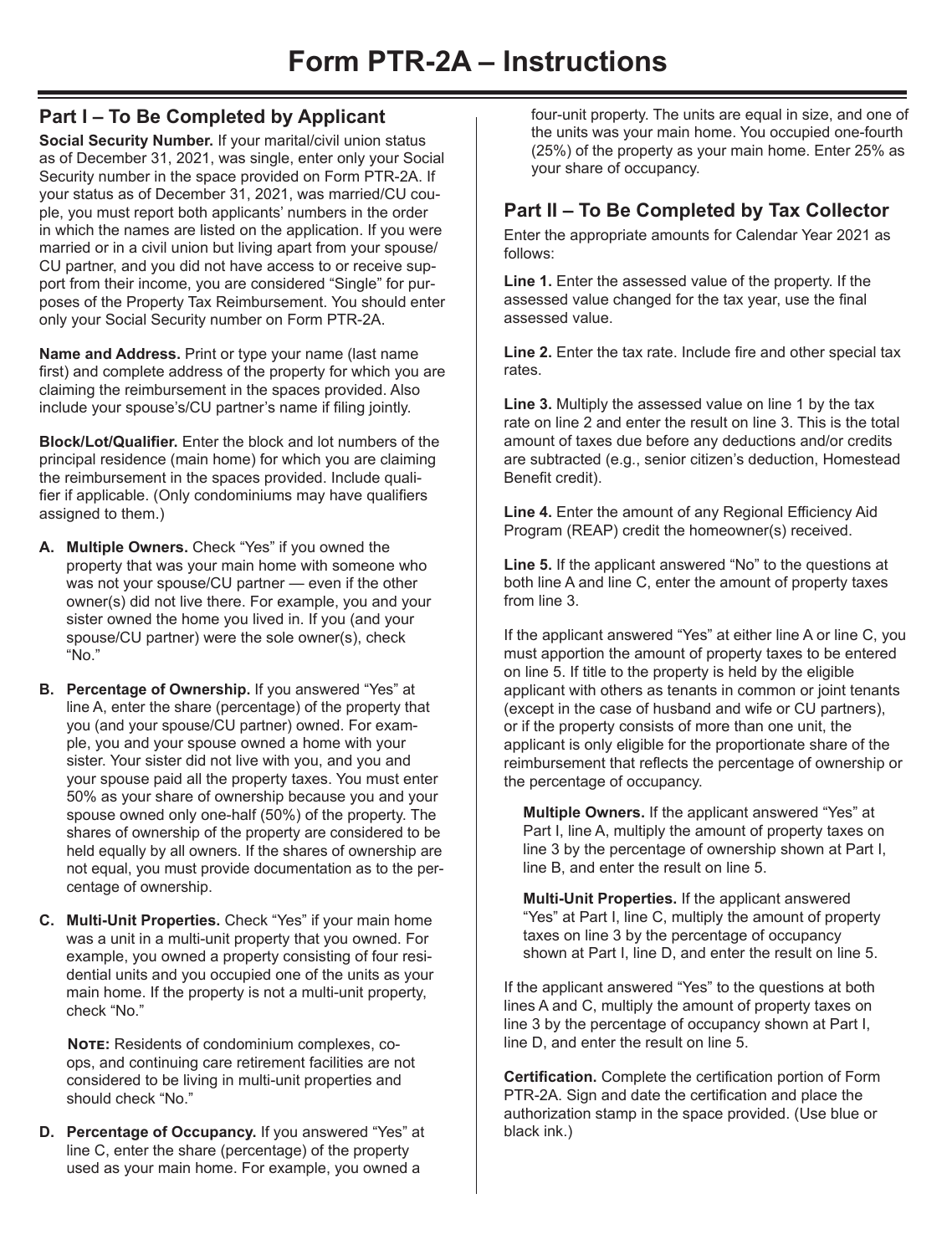# Form PTR-2A – Instructions

## Part I – To Be Completed by Applicant

**Social Security Number.** If your marital/civil union status as of December 31, 2021, was single, enter only your Social Security number in the space provided on Form PTR-2A. If your status as of December 31, 2021, was married/CU couple, you must report both applicants' numbers in the order in which the names are listed on the application. If you were married or in a civil union but living apart from your spouse/CU partner, and you did not have access to or receive support from their income, you are considered "Single" for purposes of the Property Tax Reimbursement. You should enter only your Social Security number on Form PTR-2A.

**Name and Address.** Print or type your name (last name first) and complete address of the property for which you are claiming the reimbursement in the spaces provided. Also include your spouse's/CU partner's name if filing jointly.

**Block/Lot/Qualifier.** Enter the block and lot numbers of the principal residence (main home) for which you are claiming the reimbursement in the spaces provided. Include qualifier if applicable. (Only condominiums may have qualifiers assigned to them.)

**A. Multiple Owners.** Check "Yes" if you owned the property that was your main home with someone who was not your spouse/CU partner — even if the other owner(s) did not live there. For example, you and your sister owned the home you lived in. If you (and your spouse/CU partner) were the sole owner(s), check "No."

**B. Percentage of Ownership.** If you answered "Yes" at line A, enter the share (percentage) of the property that you (and your spouse/CU partner) owned. For example, you and your spouse owned a home with your sister. Your sister did not live with you, and you and your spouse paid all the property taxes. You must enter 50% as your share of ownership because you and your spouse owned only one-half (50%) of the property. The shares of ownership of the property are considered to be held equally by all owners. If the shares of ownership are not equal, you must provide documentation as to the percentage of ownership.

**C. Multi-Unit Properties.** Check "Yes" if your main home was a unit in a multi-unit property that you owned. For example, you owned a property consisting of four residential units and you occupied one of the units as your main home. If the property is not a multi-unit property, check "No."

**Note:** Residents of condominium complexes, co-ops, and continuing care retirement facilities are not considered to be living in multi-unit properties and should check "No."

**D. Percentage of Occupancy.** If you answered "Yes" at line C, enter the share (percentage) of the property used as your main home. For example, you owned a four-unit property. The units are equal in size, and one of the units was your main home. You occupied one-fourth (25%) of the property as your main home. Enter 25% as your share of occupancy.

## Part II – To Be Completed by Tax Collector

Enter the appropriate amounts for Calendar Year 2021 as follows:

**Line 1.** Enter the assessed value of the property. If the assessed value changed for the tax year, use the final assessed value.

**Line 2.** Enter the tax rate. Include fire and other special tax rates.

**Line 3.** Multiply the assessed value on line 1 by the tax rate on line 2 and enter the result on line 3. This is the total amount of taxes due before any deductions and/or credits are subtracted (e.g., senior citizen's deduction, Homestead Benefit credit).

**Line 4.** Enter the amount of any Regional Efficiency Aid Program (REAP) credit the homeowner(s) received.

**Line 5.** If the applicant answered "No" to the questions at both line A and line C, enter the amount of property taxes from line 3.

If the applicant answered "Yes" at either line A or line C, you must apportion the amount of property taxes to be entered on line 5. If title to the property is held by the eligible applicant with others as tenants in common or joint tenants (except in the case of husband and wife or CU partners), or if the property consists of more than one unit, the applicant is only eligible for the proportionate share of the reimbursement that reflects the percentage of ownership or the percentage of occupancy.

**Multiple Owners.** If the applicant answered "Yes" at Part I, line A, multiply the amount of property taxes on line 3 by the percentage of ownership shown at Part I, line B, and enter the result on line 5.

**Multi-Unit Properties.** If the applicant answered "Yes" at Part I, line C, multiply the amount of property taxes on line 3 by the percentage of occupancy shown at Part I, line D, and enter the result on line 5.

If the applicant answered "Yes" to the questions at both lines A and C, multiply the amount of property taxes on line 3 by the percentage of occupancy shown at Part I, line D, and enter the result on line 5.

**Certification.** Complete the certification portion of Form PTR-2A. Sign and date the certification and place the authorization stamp in the space provided. (Use blue or black ink.)